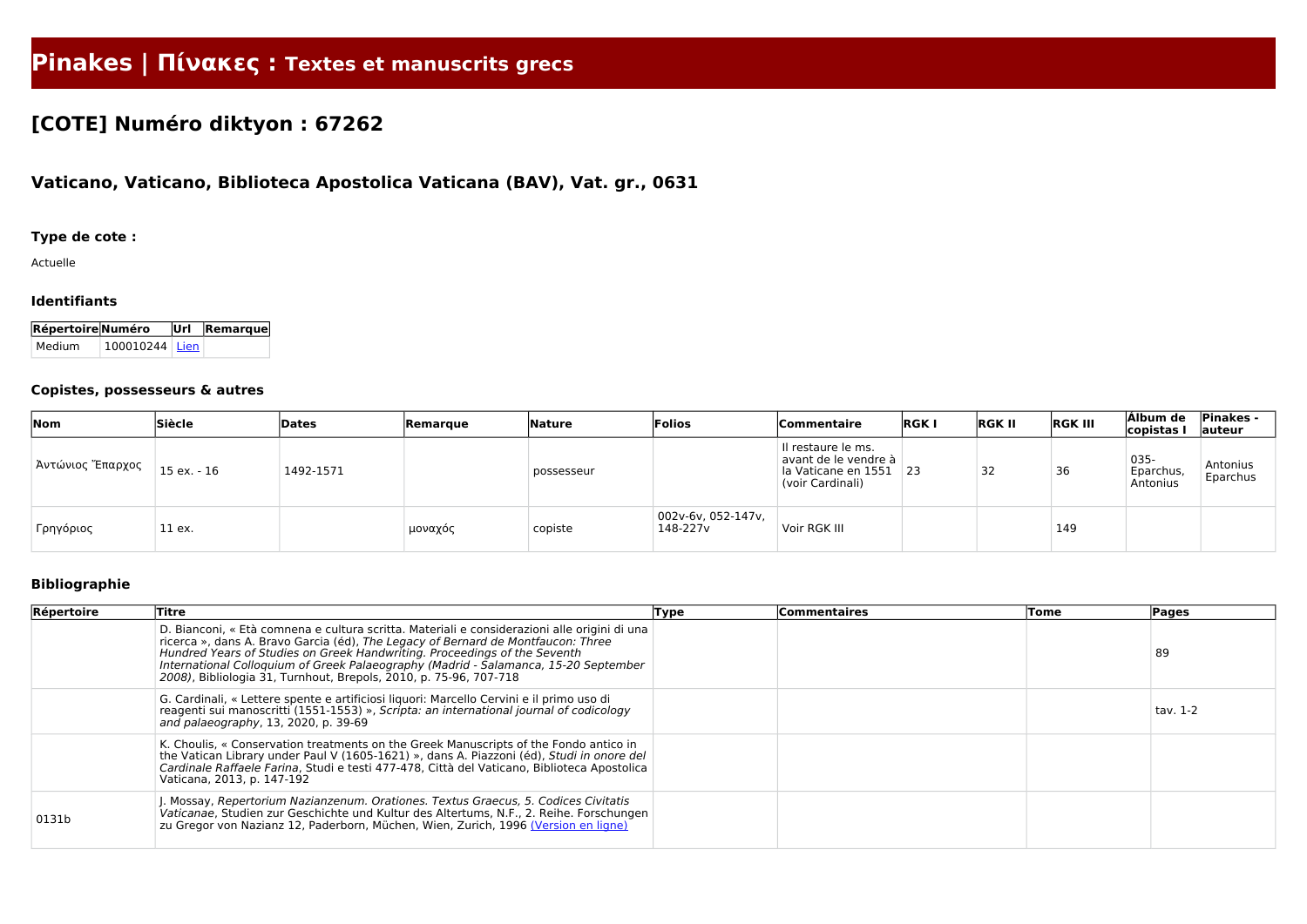# Pinakes | Πίνακες : Textes et manuscrits grecs

## [COTE] Numéro diktyon : 67262

### Vaticano, Vaticano, Biblioteca Apostolica Vaticana (BAV), Vat. gr., 0631

#### Type de cote :

Actuelle

#### Identifiants

| Répertoire | Numéro | Url | Remarque |
|---|---|---|---|
| Medium | 100010244 | Lien | |

#### Copistes, possesseurs & autres

| Nom | Siècle | Dates | Remarque | Nature | Folios | Commentaire | RGK I | RGK II | RGK III | Album de copistas I | Pinakes - auteur |
|---|---|---|---|---|---|---|---|---|---|---|---|
| Ἀντώνιος Ἔπαρχος | 15 ex. - 16 | 1492-1571 | | possesseur | | Il restaure le ms. avant de le vendre à la Vaticane en 1551 (voir Cardinali) | 23 | 32 | 36 | 035-Eparchus, Antonius | Antonius Eparchus |
| Γρηγόριος | 11 ex. | | μοναχός | copiste | 002v-6v, 052-147v, 148-227v | Voir RGK III | | | 149 | | |

#### Bibliographie

| Répertoire | Titre | Type | Commentaires | Tome | Pages |
|---|---|---|---|---|---|
| | D. Bianconi, « Età comnena e cultura scritta. Materiali e considerazioni alle origini di una ricerca », dans A. Bravo Garcia (éd), *The Legacy of Bernard de Montfaucon: Three Hundred Years of Studies on Greek Handwriting. Proceedings of the Seventh International Colloquium of Greek Palaeography (Madrid - Salamanca, 15-20 September 2008)*, Bibliologia 31, Turnhout, Brepols, 2010, p. 75-96, 707-718 | | | | 89 |
| | G. Cardinali, « Lettere spente e artificiosi liquori: Marcello Cervini e il primo uso di reagenti sui manoscritti (1551-1553) », *Scripta: an international journal of codicology and palaeography*, 13, 2020, p. 39-69 | | | | tav. 1-2 |
| | K. Choulis, « Conservation treatments on the Greek Manuscripts of the Fondo antico in the Vatican Library under Paul V (1605-1621) », dans A. Piazzoni (éd), *Studi in onore del Cardinale Raffaele Farina*, Studi e testi 477-478, Città del Vaticano, Biblioteca Apostolica Vaticana, 2013, p. 147-192 | | | | |
| 0131b | J. Mossay, *Repertorium Nazianzenum. Orationes. Textus Graecus, 5. Codices Civitatis Vaticanae*, Studien zur Geschichte und Kultur des Altertums, N.F., 2. Reihe. Forschungen zu Gregor von Nazianz 12, Paderborn, Müchen, Wien, Zurich, 1996 (Version en ligne) | | | | |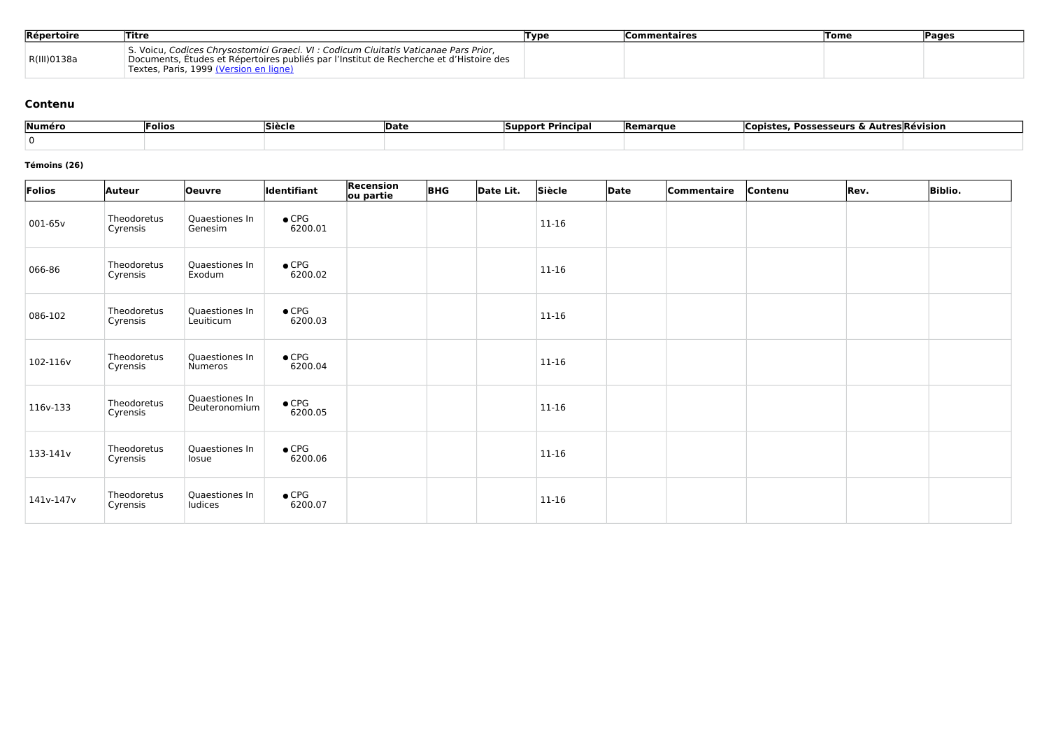| Répertoire | Titre | Type | Commentaires | Tome | Pages |
|---|---|---|---|---|---|
| R(III)0138a | S. Voicu, *Codices Chrysostomici Graeci. VI : Codicum Ciuitatis Vaticanae Pars Prior*, Documents, Études et Répertoires publiés par l'Institut de Recherche et d'Histoire des Textes, Paris, 1999 (Version en ligne) | | | | |

## Contenu

| Numéro | Folios | Siècle | Date | Support Principal | Remarque | Copistes, Possesseurs & Autres | Révision |
|---|---|---|---|---|---|---|---|
| 0 | | | | | | | |

#### Témoins (26)

| Folios | Auteur | Oeuvre | Identifiant | Recension ou partie | BHG | Date Lit. | Siècle | Date | Commentaire | Contenu | Rev. | Biblio. |
|---|---|---|---|---|---|---|---|---|---|---|---|---|
| 001-65v | Theodoretus Cyrensis | Quaestiones In Genesim | • CPG 6200.01 | | | | 11-16 | | | | | |
| 066-86 | Theodoretus Cyrensis | Quaestiones In Exodum | • CPG 6200.02 | | | | 11-16 | | | | | |
| 086-102 | Theodoretus Cyrensis | Quaestiones In Leuiticum | • CPG 6200.03 | | | | 11-16 | | | | | |
| 102-116v | Theodoretus Cyrensis | Quaestiones In Numeros | • CPG 6200.04 | | | | 11-16 | | | | | |
| 116v-133 | Theodoretus Cyrensis | Quaestiones In Deuteronomium | • CPG 6200.05 | | | | 11-16 | | | | | |
| 133-141v | Theodoretus Cyrensis | Quaestiones In Iosue | • CPG 6200.06 | | | | 11-16 | | | | | |
| 141v-147v | Theodoretus Cyrensis | Quaestiones In Iudices | • CPG 6200.07 | | | | 11-16 | | | | | |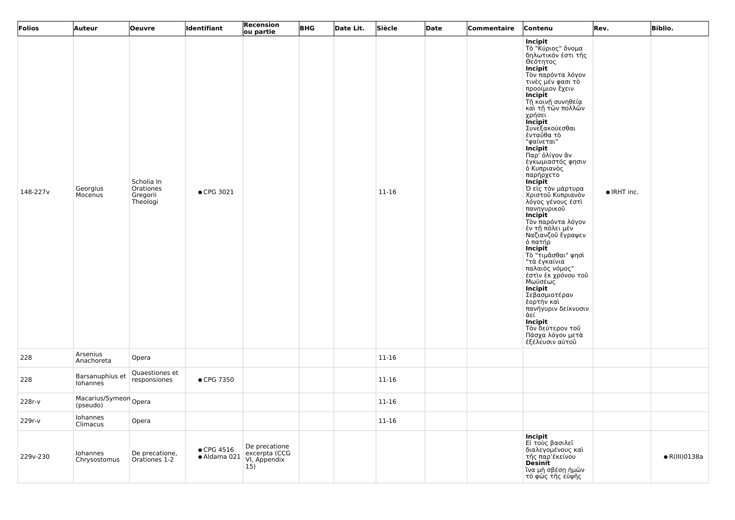| Folios | Auteur | Oeuvre | Identifiant | Recension ou partie | BHG | Date Lit. | Siècle | Date | Commentaire | Contenu | Rev. | Biblio. |
|---|---|---|---|---|---|---|---|---|---|---|---|---|
| 148-227v | Georgius Mocenus | Scholia In Orationes Gregorii Theologi | ● CPG 3021 | | | | 11-16 | | | **Incipit** Τὸ "Κύριος" ὄνομα δηλωτικόν ἐστι τῆς Θεότητος **Incipit** Τὸν παρόντα λόγον τινὲς μέν φασι τὸ προοίμιον ἔχειν **Incipit** Τῇ κοινῇ συνηθείᾳ καὶ τῇ τῶν πολλῶν χρήσει **Incipit** Συνεξακούεσθαι ἐνταῦθα τὸ "φαίνεται" **Incipit** Παρ' ὀλίγον ἂν ἐγκωμιαστός φησιν ὁ Κυπριανὸς παρήρχετο **Incipit** Ὁ εἰς τὸν μάρτυρα Χριστοῦ Κυπριανὸν λόγος γένους ἐστὶ πανηγυρικοῦ **Incipit** Τὸν παρόντα λόγον ἐν τῇ πόλει μὲν Ναζιανζοῦ ἔγραψεν ὁ πατήρ **Incipit** Τὸ "τιμᾶσθαι" φησὶ "τὰ ἐγκαίνια παλαιὸς νόμος" ἐστὶν ἐκ χρόνου τοῦ Μωϋσέως **Incipit** Σεβασμιοτέραν ἑορτὴν καὶ πανήγυριν δείκνυσιν ἀεί **Incipit** Τὸν δεύτερον τοῦ Πάσχα λόγον μετὰ ἐξέλευσιν αὐτοῦ | ● IRHT inc. | |
| 228 | Arsenius Anachoreta | Opera | | | | | 11-16 | | | | | |
| 228 | Barsanuphius et Iohannes | Quaestiones et responsiones | ● CPG 7350 | | | | 11-16 | | | | | |
| 228r-v | Macarius/Symeon (pseudo) | Opera | | | | | 11-16 | | | | | |
| 229r-v | Iohannes Climacus | Opera | | | | | 11-16 | | | | | |
| 229v-230 | Iohannes Chrysostomus | De precatione, Orationes 1-2 | ● CPG 4516 ● Aldama 021 | De precatione excerpta (CCG VI, Appendix 15) | | | | | | **Incipit** Εἰ τοὺς βασιλεῖ διαλεγομένους καὶ τῆς παρ᾽ἐκείνου **Desinit** ἵνα μὴ σβέσῃ ἡμῶν τὸ φῶς τῆς εὐψῆς | | ● R(III)0138a |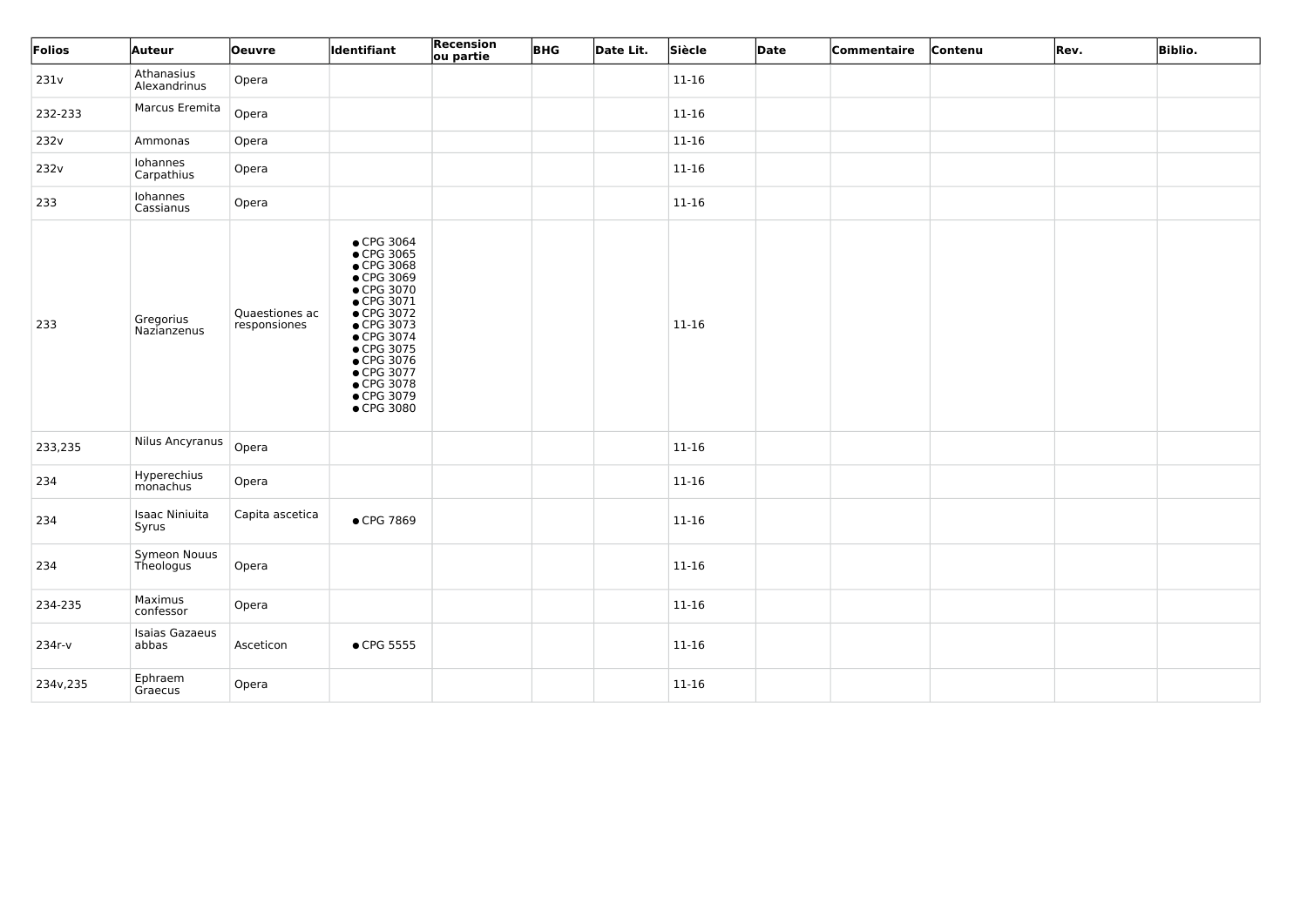| Folios | Auteur | Oeuvre | Identifiant | Recension ou partie | BHG | Date Lit. | Siècle | Date | Commentaire | Contenu | Rev. | Biblio. |
|---|---|---|---|---|---|---|---|---|---|---|---|---|
| 231v | Athanasius Alexandrinus | Opera | | | | | 11-16 | | | | | |
| 232-233 | Marcus Eremita | Opera | | | | | 11-16 | | | | | |
| 232v | Ammonas | Opera | | | | | 11-16 | | | | | |
| 232v | Iohannes Carpathius | Opera | | | | | 11-16 | | | | | |
| 233 | Iohannes Cassianus | Opera | | | | | 11-16 | | | | | |
| 233 | Gregorius Nazianzenus | Quaestiones ac responsiones | • CPG 3064<br>• CPG 3065<br>• CPG 3068<br>• CPG 3069<br>• CPG 3070<br>• CPG 3071<br>• CPG 3072<br>• CPG 3073<br>• CPG 3074<br>• CPG 3075<br>• CPG 3076<br>• CPG 3077<br>• CPG 3078<br>• CPG 3079<br>• CPG 3080 | | | | 11-16 | | | | | |
| 233,235 | Nilus Ancyranus | Opera | | | | | 11-16 | | | | | |
| 234 | Hyperechius monachus | Opera | | | | | 11-16 | | | | | |
| 234 | Isaac Niniuita Syrus | Capita ascetica | • CPG 7869 | | | | 11-16 | | | | | |
| 234 | Symeon Nouus Theologus | Opera | | | | | 11-16 | | | | | |
| 234-235 | Maximus confessor | Opera | | | | | 11-16 | | | | | |
| 234r-v | Isaias Gazaeus abbas | Asceticon | • CPG 5555 | | | | 11-16 | | | | | |
| 234v,235 | Ephraem Graecus | Opera | | | | | 11-16 | | | | | |